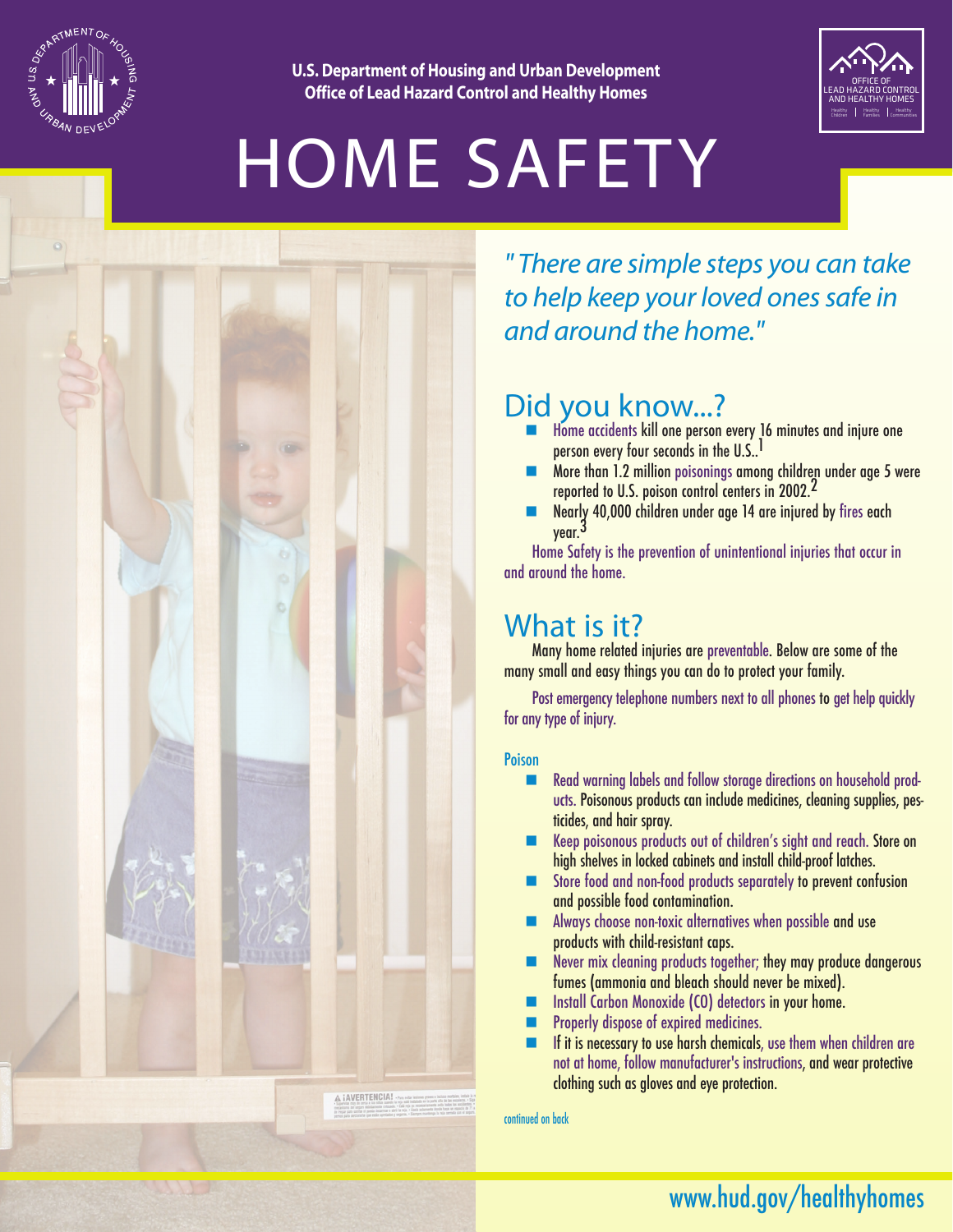U.S. Department of Housing and Urban Development
Office of Lead Hazard Control and Healthy Homes

# HOME SAFETY

*"There are simple steps you can take to help keep your loved ones safe in and around the home."*

## Did you know...?

- Home accidents kill one person every 16 minutes and injure one person every four seconds in the U.S..[1]
- More than 1.2 million poisonings among children under age 5 were reported to U.S. poison control centers in 2002.[2]
- Nearly 40,000 children under age 14 are injured by fires each year.[3]

Home Safety is the prevention of unintentional injuries that occur in and around the home.

## What is it?

Many home related injuries are preventable. Below are some of the many small and easy things you can do to protect your family.

Post emergency telephone numbers next to all phones to get help quickly for any type of injury.

### Poison

- Read warning labels and follow storage directions on household products. Poisonous products can include medicines, cleaning supplies, pesticides, and hair spray.
- Keep poisonous products out of children's sight and reach. Store on high shelves in locked cabinets and install child-proof latches.
- Store food and non-food products separately to prevent confusion and possible food contamination.
- Always choose non-toxic alternatives when possible and use products with child-resistant caps.
- Never mix cleaning products together; they may produce dangerous fumes (ammonia and bleach should never be mixed).
- Install Carbon Monoxide (CO) detectors in your home.
- Properly dispose of expired medicines.
- If it is necessary to use harsh chemicals, use them when children are not at home, follow manufacturer's instructions, and wear protective clothing such as gloves and eye protection.

continued on back

www.hud.gov/healthyhomes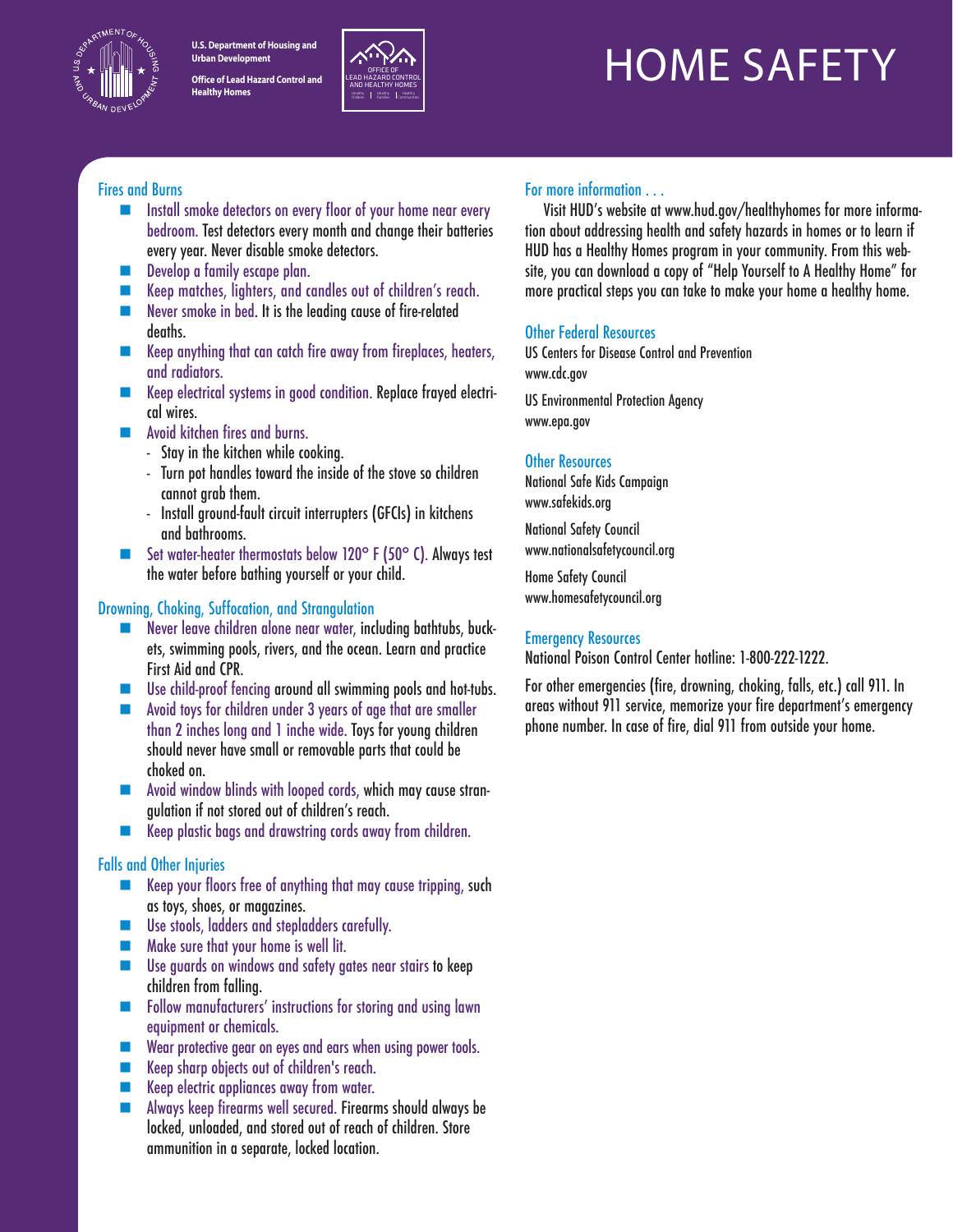U.S. Department of Housing and Urban Development

Office of Lead Hazard Control and Healthy Homes

# HOME SAFETY

## Fires and Burns

- Install smoke detectors on every floor of your home near every bedroom. Test detectors every month and change their batteries every year. Never disable smoke detectors.
- Develop a family escape plan.
- Keep matches, lighters, and candles out of children's reach.
- Never smoke in bed. It is the leading cause of fire-related deaths.
- Keep anything that can catch fire away from fireplaces, heaters, and radiators.
- Keep electrical systems in good condition. Replace frayed electrical wires.
- Avoid kitchen fires and burns.
  - Stay in the kitchen while cooking.
  - Turn pot handles toward the inside of the stove so children cannot grab them.
  - Install ground-fault circuit interrupters (GFCIs) in kitchens and bathrooms.
- Set water-heater thermostats below 120° F (50° C). Always test the water before bathing yourself or your child.

## Drowning, Choking, Suffocation, and Strangulation

- Never leave children alone near water, including bathtubs, buckets, swimming pools, rivers, and the ocean. Learn and practice First Aid and CPR.
- Use child-proof fencing around all swimming pools and hot-tubs.
- Avoid toys for children under 3 years of age that are smaller than 2 inches long and 1 inche wide. Toys for young children should never have small or removable parts that could be choked on.
- Avoid window blinds with looped cords, which may cause strangulation if not stored out of children's reach.
- Keep plastic bags and drawstring cords away from children.

## Falls and Other Injuries

- Keep your floors free of anything that may cause tripping, such as toys, shoes, or magazines.
- Use stools, ladders and stepladders carefully.
- Make sure that your home is well lit.
- Use guards on windows and safety gates near stairs to keep children from falling.
- Follow manufacturers' instructions for storing and using lawn equipment or chemicals.
- Wear protective gear on eyes and ears when using power tools.
- Keep sharp objects out of children's reach.
- Keep electric appliances away from water.
- Always keep firearms well secured. Firearms should always be locked, unloaded, and stored out of reach of children. Store ammunition in a separate, locked location.

## For more information . . .

Visit HUD's website at www.hud.gov/healthyhomes for more information about addressing health and safety hazards in homes or to learn if HUD has a Healthy Homes program in your community. From this website, you can download a copy of "Help Yourself to A Healthy Home" for more practical steps you can take to make your home a healthy home.

## Other Federal Resources

US Centers for Disease Control and Prevention
www.cdc.gov

US Environmental Protection Agency
www.epa.gov

## Other Resources

National Safe Kids Campaign
www.safekids.org

National Safety Council
www.nationalsafetycouncil.org

Home Safety Council
www.homesafetycouncil.org

## Emergency Resources

National Poison Control Center hotline: 1-800-222-1222.

For other emergencies (fire, drowning, choking, falls, etc.) call 911. In areas without 911 service, memorize your fire department's emergency phone number. In case of fire, dial 911 from outside your home.